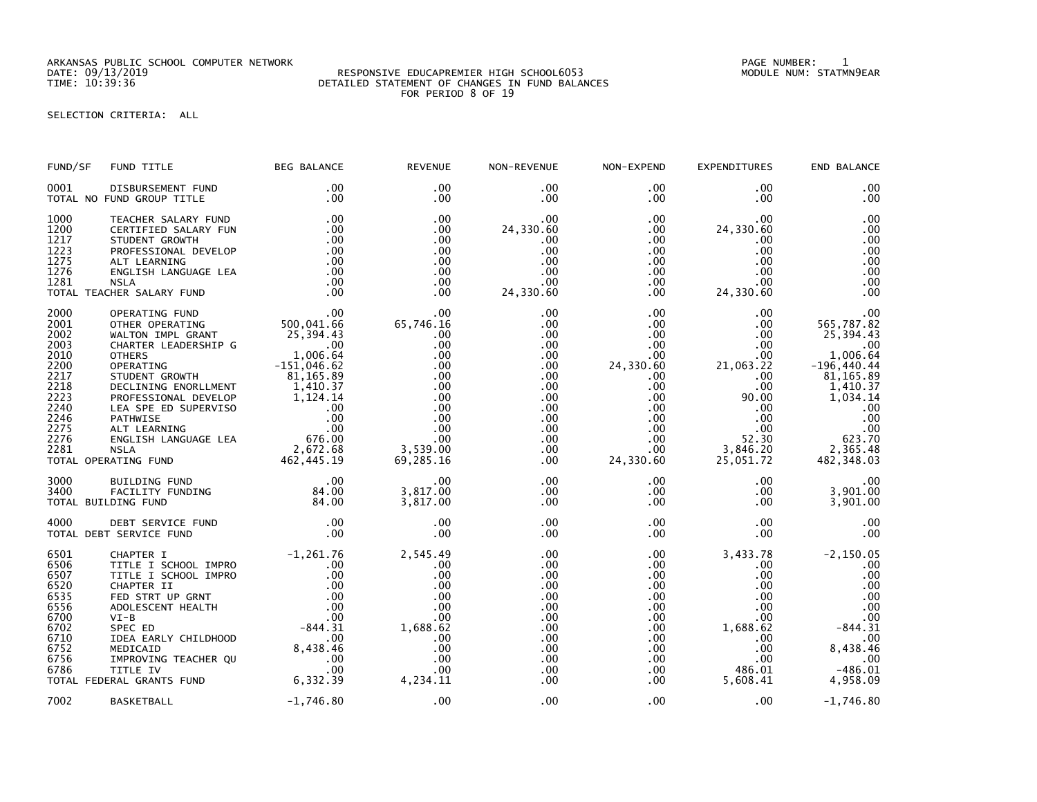ARKANSAS PUBLIC SCHOOL COMPUTER NETWORK
DATE: 09/13/2019
TIME: 10:39:36

RESPONSIVE EDUCAPREMIER HIGH SCHOOL6053
DETAILED STATEMENT OF CHANGES IN FUND BALANCES
FOR PERIOD 8 OF 19

PAGE NUMBER: 1
MODULE NUM: STATMN9EAR

SELECTION CRITERIA: ALL

| FUND/SF | FUND TITLE | BEG BALANCE | REVENUE | NON-REVENUE | NON-EXPEND | EXPENDITURES | END BALANCE |
|---|---|---|---|---|---|---|---|
| 0001 | DISBURSEMENT FUND | .00 | .00 | .00 | .00 | .00 | .00 |
| TOTAL NO FUND GROUP TITLE | | .00 | .00 | .00 | .00 | .00 | .00 |
| 1000 | TEACHER SALARY FUND | .00 | .00 | .00 | .00 | .00 | .00 |
| 1200 | CERTIFIED SALARY FUN | .00 | .00 | 24,330.60 | .00 | 24,330.60 | .00 |
| 1217 | STUDENT GROWTH | .00 | .00 | .00 | .00 | .00 | .00 |
| 1223 | PROFESSIONAL DEVELOP | .00 | .00 | .00 | .00 | .00 | .00 |
| 1275 | ALT LEARNING | .00 | .00 | .00 | .00 | .00 | .00 |
| 1276 | ENGLISH LANGUAGE LEA | .00 | .00 | .00 | .00 | .00 | .00 |
| 1281 | NSLA | .00 | .00 | .00 | .00 | .00 | .00 |
| TOTAL TEACHER SALARY FUND | | .00 | .00 | 24,330.60 | .00 | 24,330.60 | .00 |
| 2000 | OPERATING FUND | .00 | .00 | .00 | .00 | .00 | .00 |
| 2001 | OTHER OPERATING | 500,041.66 | 65,746.16 | .00 | .00 | .00 | 565,787.82 |
| 2002 | WALTON IMPL GRANT | 25,394.43 | .00 | .00 | .00 | .00 | 25,394.43 |
| 2003 | CHARTER LEADERSHIP G | .00 | .00 | .00 | .00 | .00 | .00 |
| 2010 | OTHERS | 1,006.64 | .00 | .00 | .00 | .00 | 1,006.64 |
| 2200 | OPERATING | -151,046.62 | .00 | .00 | 24,330.60 | 21,063.22 | -196,440.44 |
| 2217 | STUDENT GROWTH | 81,165.89 | .00 | .00 | .00 | .00 | 81,165.89 |
| 2218 | DECLINING ENORLLMENT | 1,410.37 | .00 | .00 | .00 | .00 | 1,410.37 |
| 2223 | PROFESSIONAL DEVELOP | 1,124.14 | .00 | .00 | .00 | 90.00 | 1,034.14 |
| 2240 | LEA SPE ED SUPERVISO | .00 | .00 | .00 | .00 | .00 | .00 |
| 2246 | PATHWISE | .00 | .00 | .00 | .00 | .00 | .00 |
| 2275 | ALT LEARNING | .00 | .00 | .00 | .00 | .00 | .00 |
| 2276 | ENGLISH LANGUAGE LEA | 676.00 | .00 | .00 | .00 | 52.30 | 623.70 |
| 2281 | NSLA | 2,672.68 | 3,539.00 | .00 | .00 | 3,846.20 | 2,365.48 |
| TOTAL OPERATING FUND | | 462,445.19 | 69,285.16 | .00 | 24,330.60 | 25,051.72 | 482,348.03 |
| 3000 | BUILDING FUND | .00 | .00 | .00 | .00 | .00 | .00 |
| 3400 | FACILITY FUNDING | 84.00 | 3,817.00 | .00 | .00 | .00 | 3,901.00 |
| TOTAL BUILDING FUND | | 84.00 | 3,817.00 | .00 | .00 | .00 | 3,901.00 |
| 4000 | DEBT SERVICE FUND | .00 | .00 | .00 | .00 | .00 | .00 |
| TOTAL DEBT SERVICE FUND | | .00 | .00 | .00 | .00 | .00 | .00 |
| 6501 | CHAPTER I | -1,261.76 | 2,545.49 | .00 | .00 | 3,433.78 | -2,150.05 |
| 6506 | TITLE I SCHOOL IMPRO | .00 | .00 | .00 | .00 | .00 | .00 |
| 6507 | TITLE I SCHOOL IMPRO | .00 | .00 | .00 | .00 | .00 | .00 |
| 6520 | CHAPTER II | .00 | .00 | .00 | .00 | .00 | .00 |
| 6535 | FED STRT UP GRNT | .00 | .00 | .00 | .00 | .00 | .00 |
| 6556 | ADOLESCENT HEALTH | .00 | .00 | .00 | .00 | .00 | .00 |
| 6700 | VI-B | .00 | .00 | .00 | .00 | .00 | .00 |
| 6702 | SPEC ED | -844.31 | 1,688.62 | .00 | .00 | 1,688.62 | -844.31 |
| 6710 | IDEA EARLY CHILDHOOD | .00 | .00 | .00 | .00 | .00 | .00 |
| 6752 | MEDICAID | 8,438.46 | .00 | .00 | .00 | .00 | 8,438.46 |
| 6756 | IMPROVING TEACHER QU | .00 | .00 | .00 | .00 | .00 | .00 |
| 6786 | TITLE IV | .00 | .00 | .00 | .00 | 486.01 | -486.01 |
| TOTAL FEDERAL GRANTS FUND | | 6,332.39 | 4,234.11 | .00 | .00 | 5,608.41 | 4,958.09 |
| 7002 | BASKETBALL | -1,746.80 | .00 | .00 | .00 | .00 | -1,746.80 |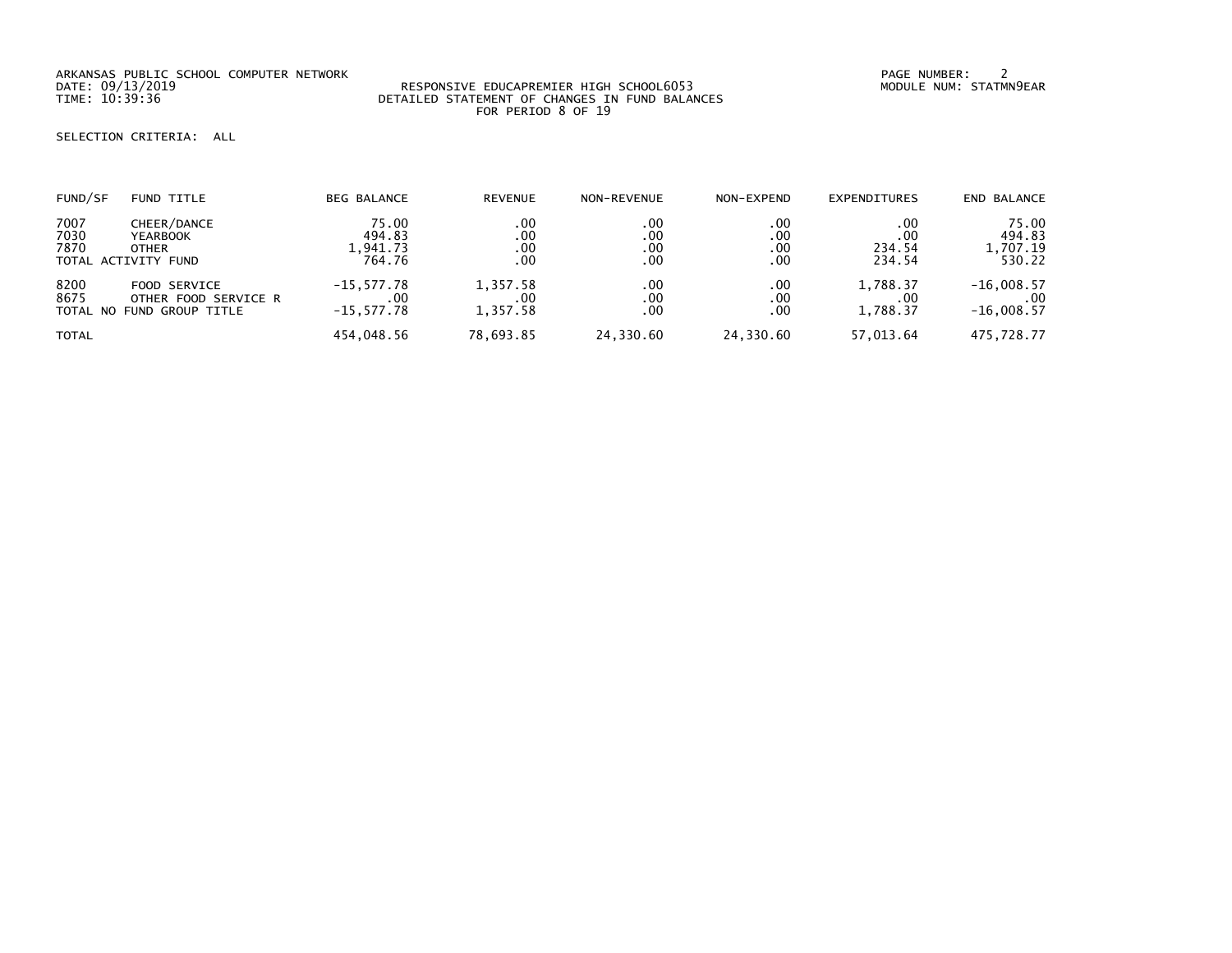ARKANSAS PUBLIC SCHOOL COMPUTER NETWORK
DATE: 09/13/2019
TIME: 10:39:36

RESPONSIVE EDUCAPREMIER HIGH SCHOOL6053
DETAILED STATEMENT OF CHANGES IN FUND BALANCES
FOR PERIOD 8 OF 19

PAGE NUMBER: 2
MODULE NUM: STATMN9EAR

SELECTION CRITERIA: ALL

| FUND/SF | FUND TITLE | BEG BALANCE | REVENUE | NON-REVENUE | NON-EXPEND | EXPENDITURES | END BALANCE |
|---|---|---|---|---|---|---|---|
| 7007 | CHEER/DANCE | 75.00 | .00 | .00 | .00 | .00 | 75.00 |
| 7030 | YEARBOOK | 494.83 | .00 | .00 | .00 | .00 | 494.83 |
| 7870 | OTHER | 1,941.73 | .00 | .00 | .00 | 234.54 | 1,707.19 |
| TOTAL ACTIVITY FUND | | 764.76 | .00 | .00 | .00 | 234.54 | 530.22 |
| 8200 | FOOD SERVICE | -15,577.78 | 1,357.58 | .00 | .00 | 1,788.37 | -16,008.57 |
| 8675 | OTHER FOOD SERVICE R | .00 | .00 | .00 | .00 | .00 | .00 |
| TOTAL NO FUND GROUP TITLE | | -15,577.78 | 1,357.58 | .00 | .00 | 1,788.37 | -16,008.57 |
| TOTAL | | 454,048.56 | 78,693.85 | 24,330.60 | 24,330.60 | 57,013.64 | 475,728.77 |